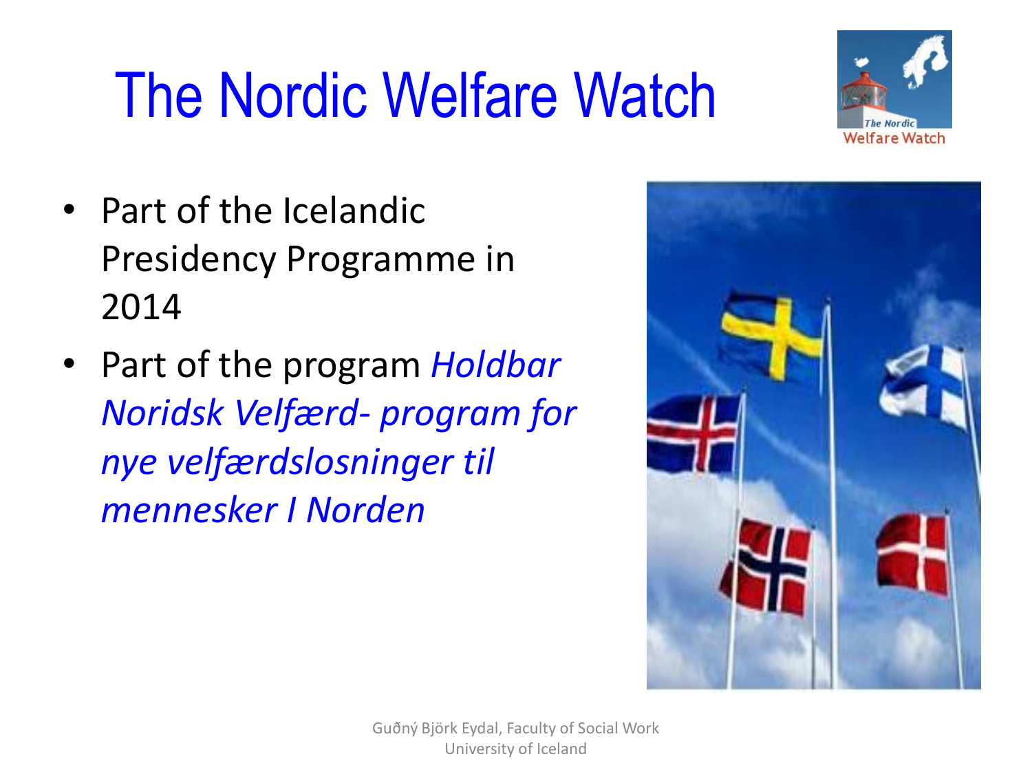# The Nordic Welfare Watch

- Part of the Icelandic Presidency Programme in 2014
- Part of the program *Holdbar Noridsk Velfærd- program for nye velfærdslosninger til mennesker I Norden*

Guðný Björk Eydal, Faculty of Social Work
University of Iceland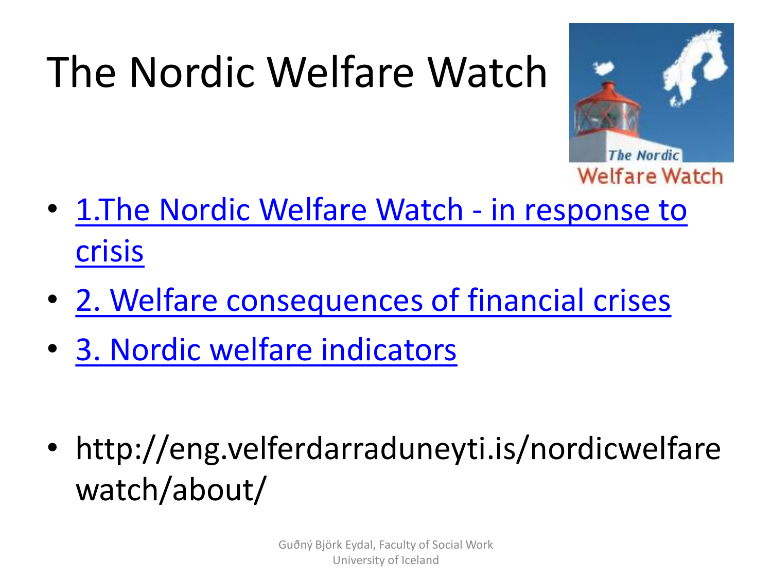# The Nordic Welfare Watch

- 1.The Nordic Welfare Watch - in response to crisis
- 2. Welfare consequences of financial crises
- 3. Nordic welfare indicators

- http://eng.velferdarraduneyti.is/nordicwelfarewatch/about/

Guðný Björk Eydal, Faculty of Social Work
University of Iceland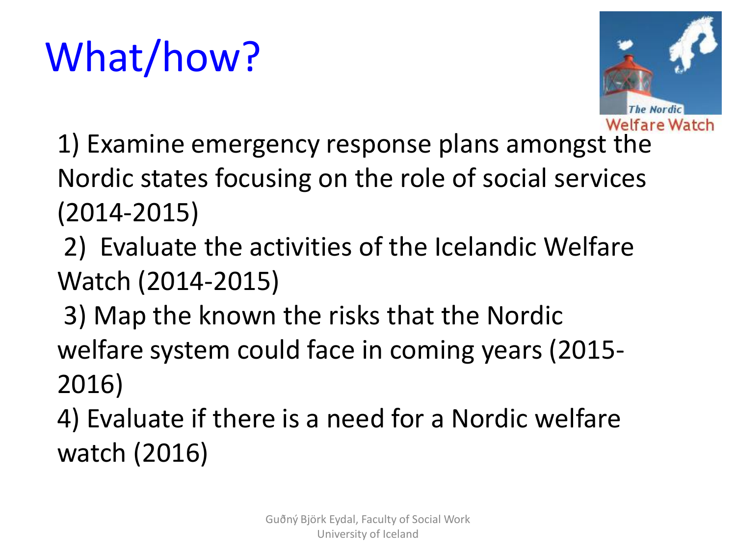# What/how?

1) Examine emergency response plans amongst the Nordic states focusing on the role of social services (2014-2015)

2) Evaluate the activities of the Icelandic Welfare Watch (2014-2015)

3) Map the known the risks that the Nordic welfare system could face in coming years (2015-2016)

4) Evaluate if there is a need for a Nordic welfare watch (2016)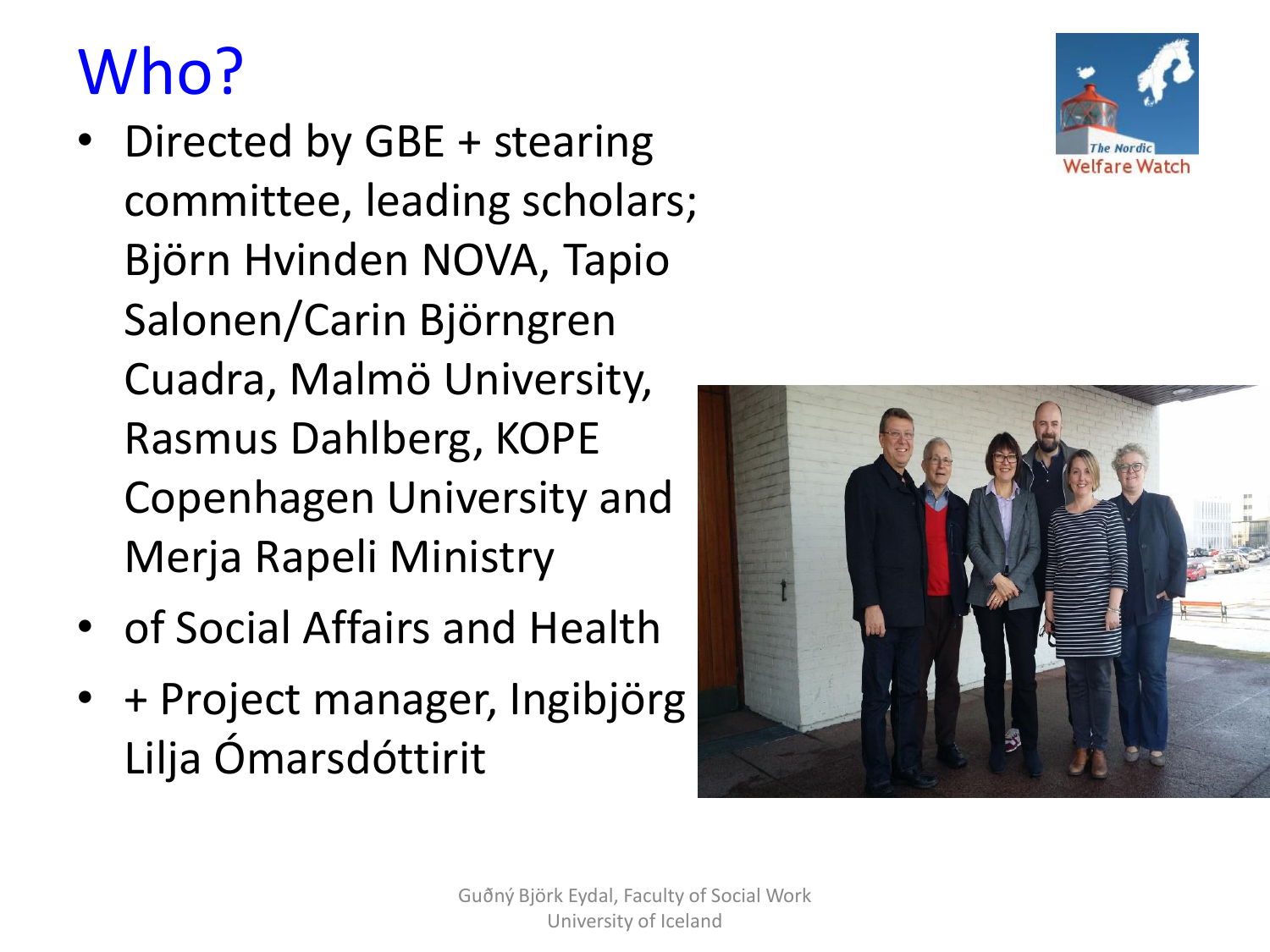# Who?

- Directed by GBE + stearing committee, leading scholars; Björn Hvinden NOVA, Tapio Salonen/Carin Björngren Cuadra, Malmö University, Rasmus Dahlberg, KOPE Copenhagen University and Merja Rapeli Ministry
- of Social Affairs and Health
- + Project manager, Ingibjörg Lilja Ómarsdóttirit

The Nordic Welfare Watch

Guðný Björk Eydal, Faculty of Social Work
University of Iceland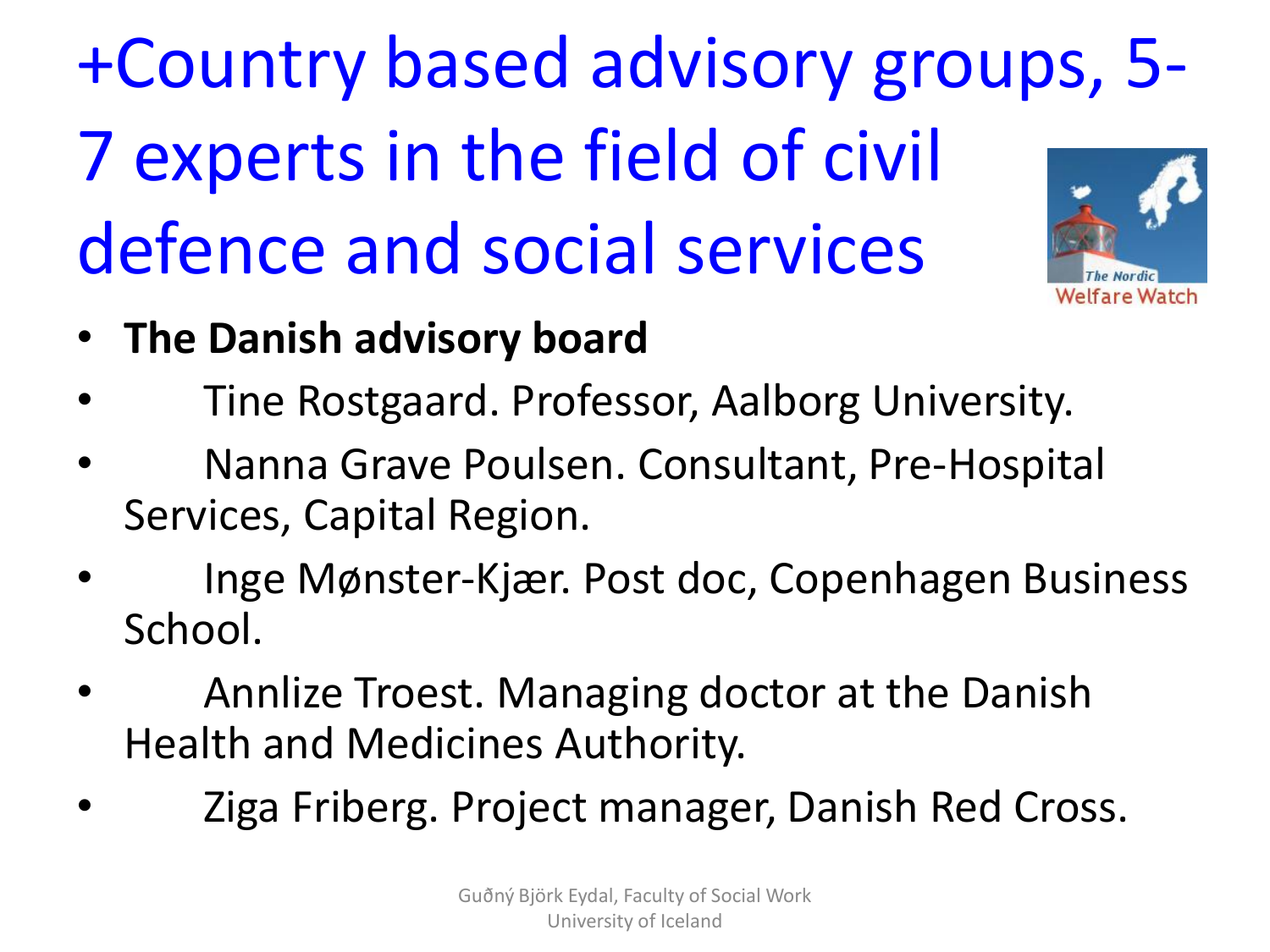# +Country based advisory groups, 5-7 experts in the field of civil defence and social services

- **The Danish advisory board**
- Tine Rostgaard. Professor, Aalborg University.
- Nanna Grave Poulsen. Consultant, Pre-Hospital Services, Capital Region.
- Inge Mønster-Kjær. Post doc, Copenhagen Business School.
- Annlize Troest. Managing doctor at the Danish Health and Medicines Authority.
- Ziga Friberg. Project manager, Danish Red Cross.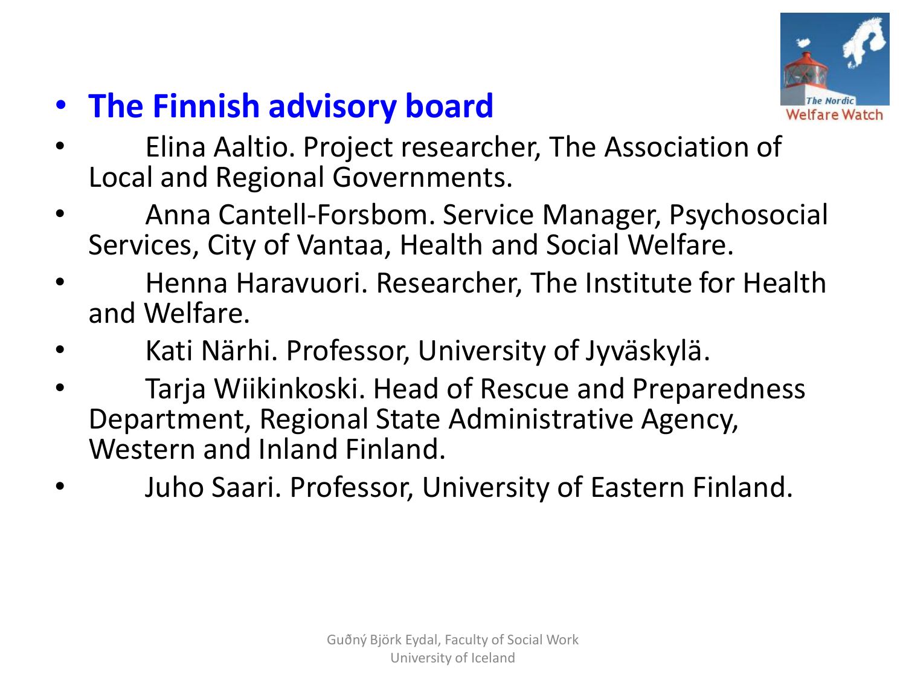- **The Finnish advisory board**
- Elina Aaltio. Project researcher, The Association of Local and Regional Governments.
- Anna Cantell-Forsbom. Service Manager, Psychosocial Services, City of Vantaa, Health and Social Welfare.
- Henna Haravuori. Researcher, The Institute for Health and Welfare.
- Kati Närhi. Professor, University of Jyväskylä.
- Tarja Wiikinkoski. Head of Rescue and Preparedness Department, Regional State Administrative Agency, Western and Inland Finland.
- Juho Saari. Professor, University of Eastern Finland.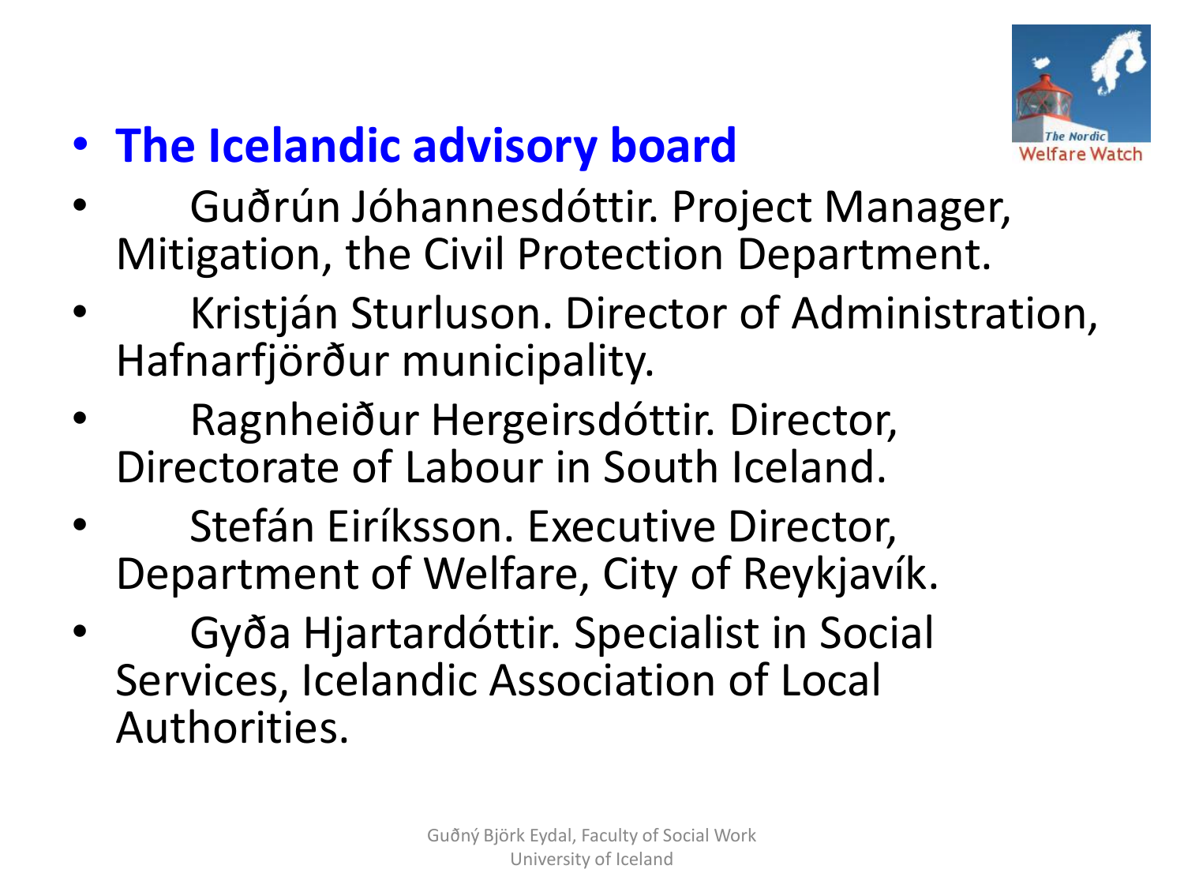- **The Icelandic advisory board**
- Guðrún Jóhannesdóttir. Project Manager, Mitigation, the Civil Protection Department.
- Kristján Sturluson. Director of Administration, Hafnarfjörður municipality.
- Ragnheiður Hergeirsdóttir. Director, Directorate of Labour in South Iceland.
- Stefán Eiríksson. Executive Director, Department of Welfare, City of Reykjavík.
- Gyða Hjartardóttir. Specialist in Social Services, Icelandic Association of Local Authorities.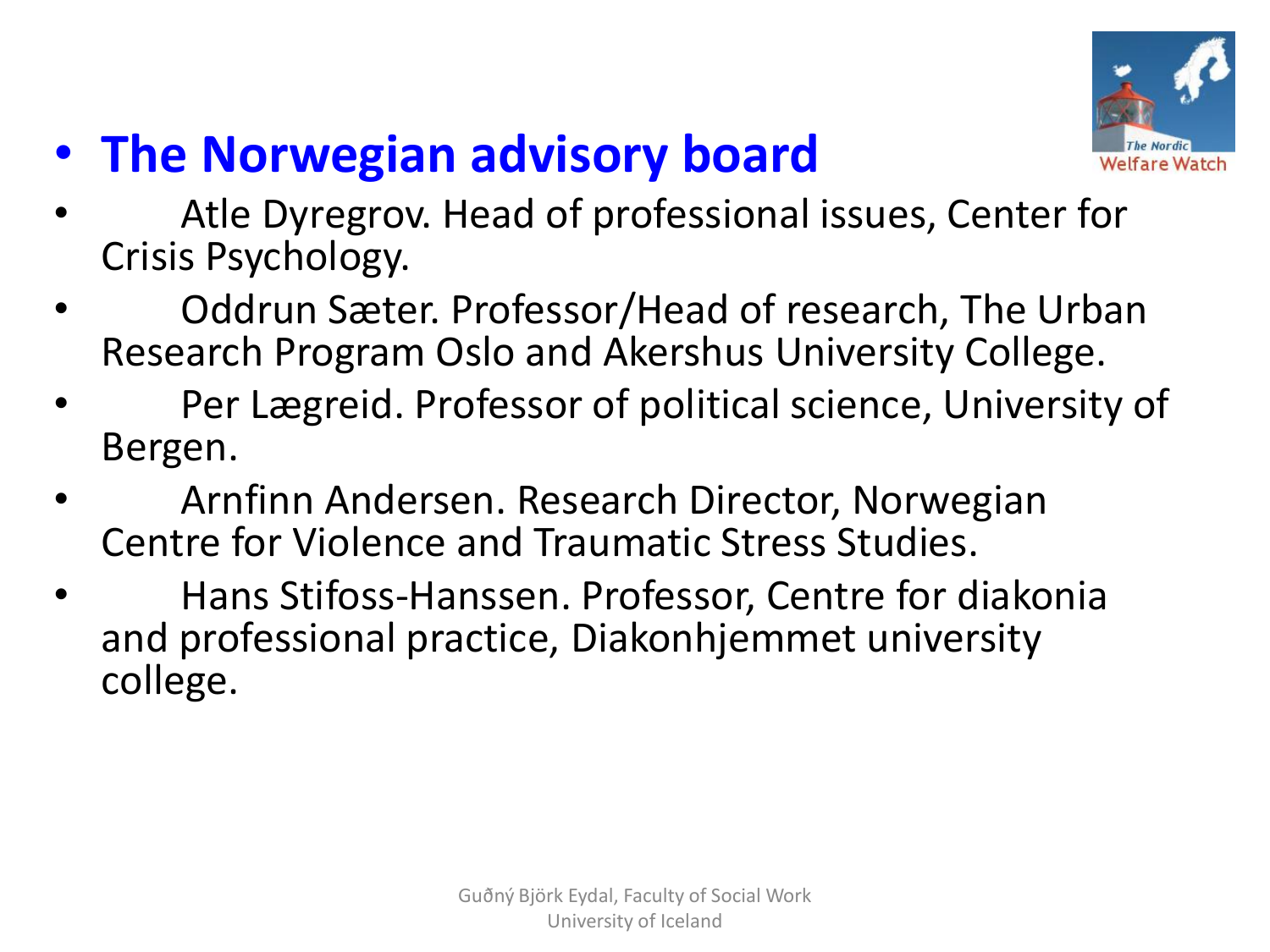- **The Norwegian advisory board**

- Atle Dyregrov. Head of professional issues, Center for Crisis Psychology.
- Oddrun Sæter. Professor/Head of research, The Urban Research Program Oslo and Akershus University College.
- Per Lægreid. Professor of political science, University of Bergen.
- Arnfinn Andersen. Research Director, Norwegian Centre for Violence and Traumatic Stress Studies.
- Hans Stifoss-Hanssen. Professor, Centre for diakonia and professional practice, Diakonhjemmet university college.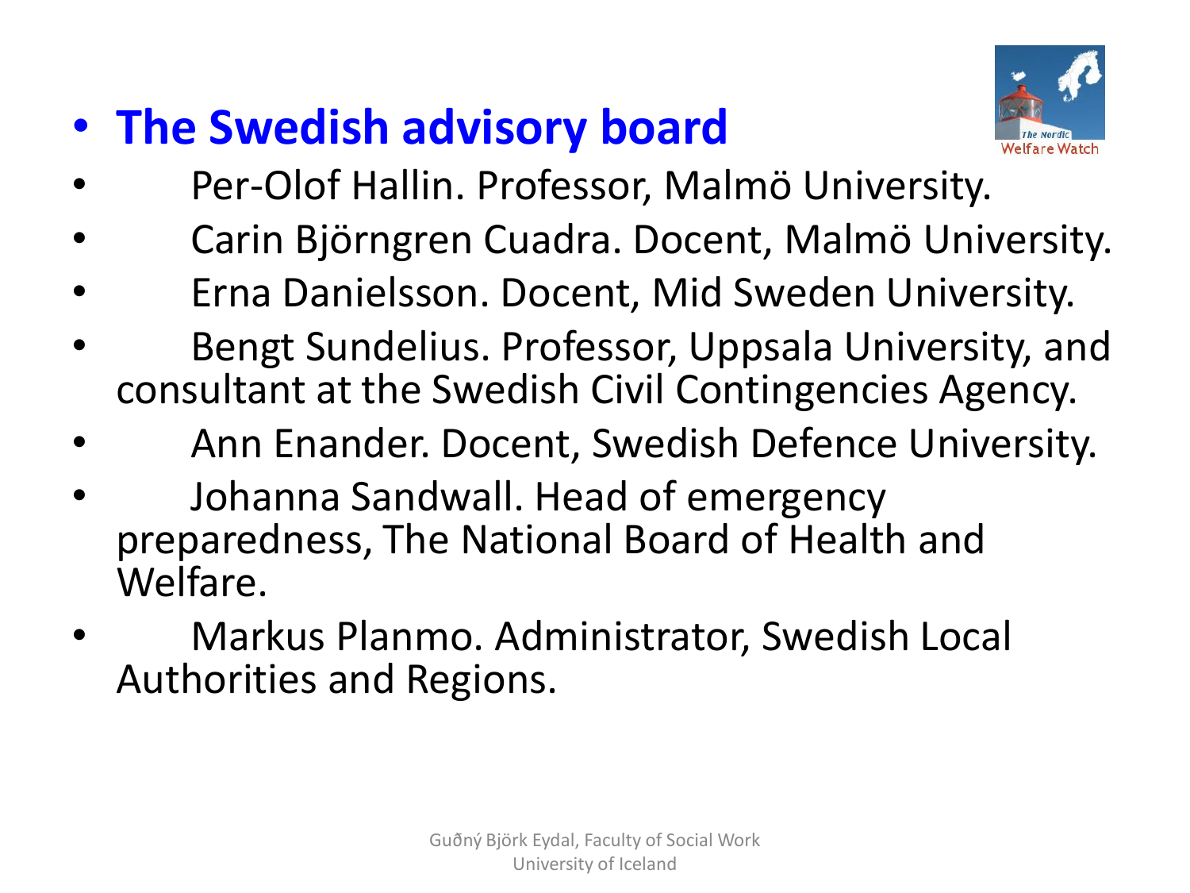## The Swedish advisory board

- Per-Olof Hallin. Professor, Malmö University.
- Carin Björngren Cuadra. Docent, Malmö University.
- Erna Danielsson. Docent, Mid Sweden University.
- Bengt Sundelius. Professor, Uppsala University, and consultant at the Swedish Civil Contingencies Agency.
- Ann Enander. Docent, Swedish Defence University.
- Johanna Sandwall. Head of emergency preparedness, The National Board of Health and Welfare.
- Markus Planmo. Administrator, Swedish Local Authorities and Regions.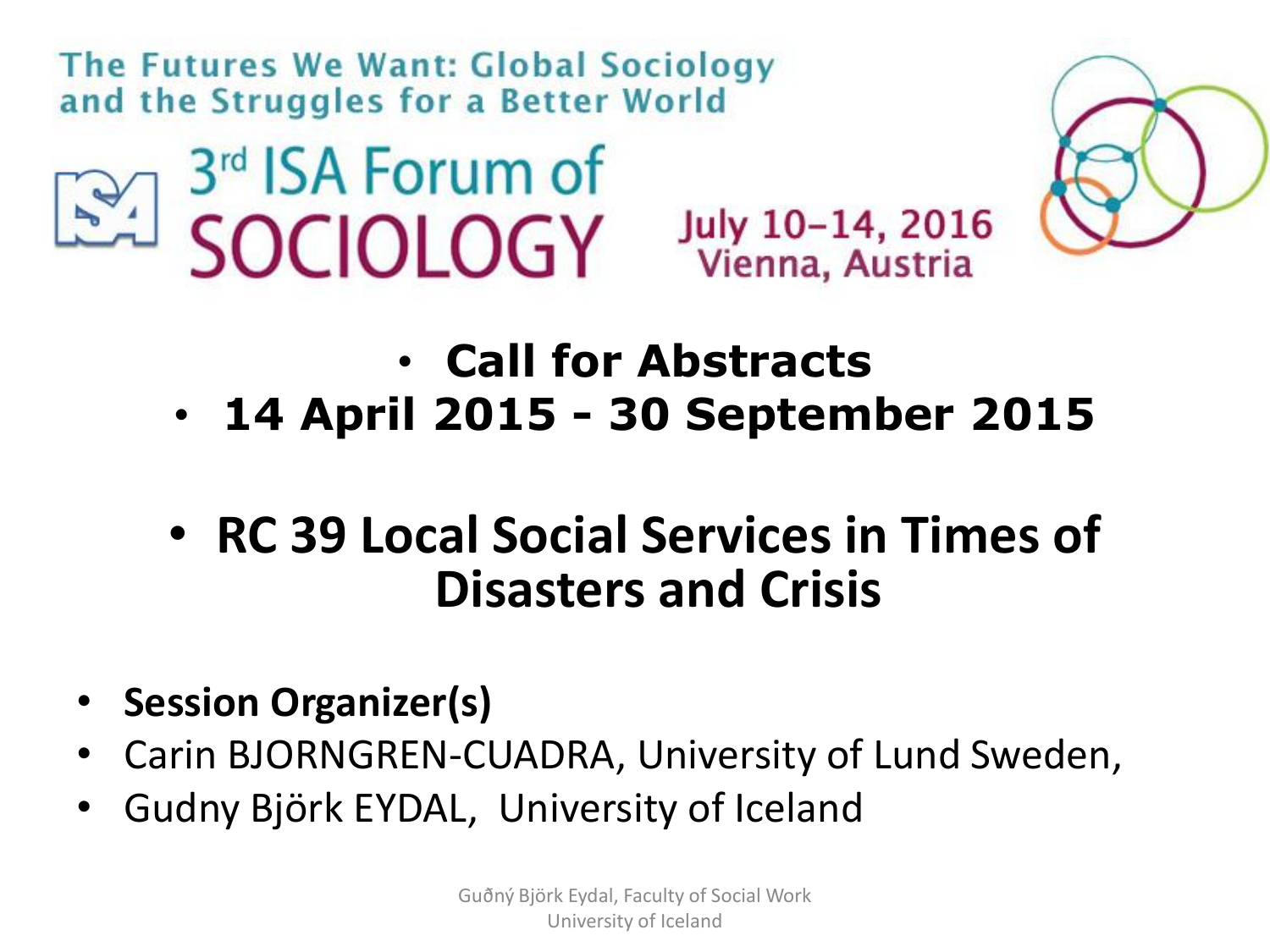The Futures We Want: Global Sociology and the Struggles for a Better World

# 3rd ISA Forum of SOCIOLOGY

July 10–14, 2016
Vienna, Austria

- **Call for Abstracts**
- **14 April 2015 - 30 September 2015**

- **RC 39 Local Social Services in Times of Disasters and Crisis**

- **Session Organizer(s)**
- Carin BJORNGREN-CUADRA, University of Lund Sweden,
- Gudny Björk EYDAL, University of Iceland

Guðný Björk Eydal, Faculty of Social Work
University of Iceland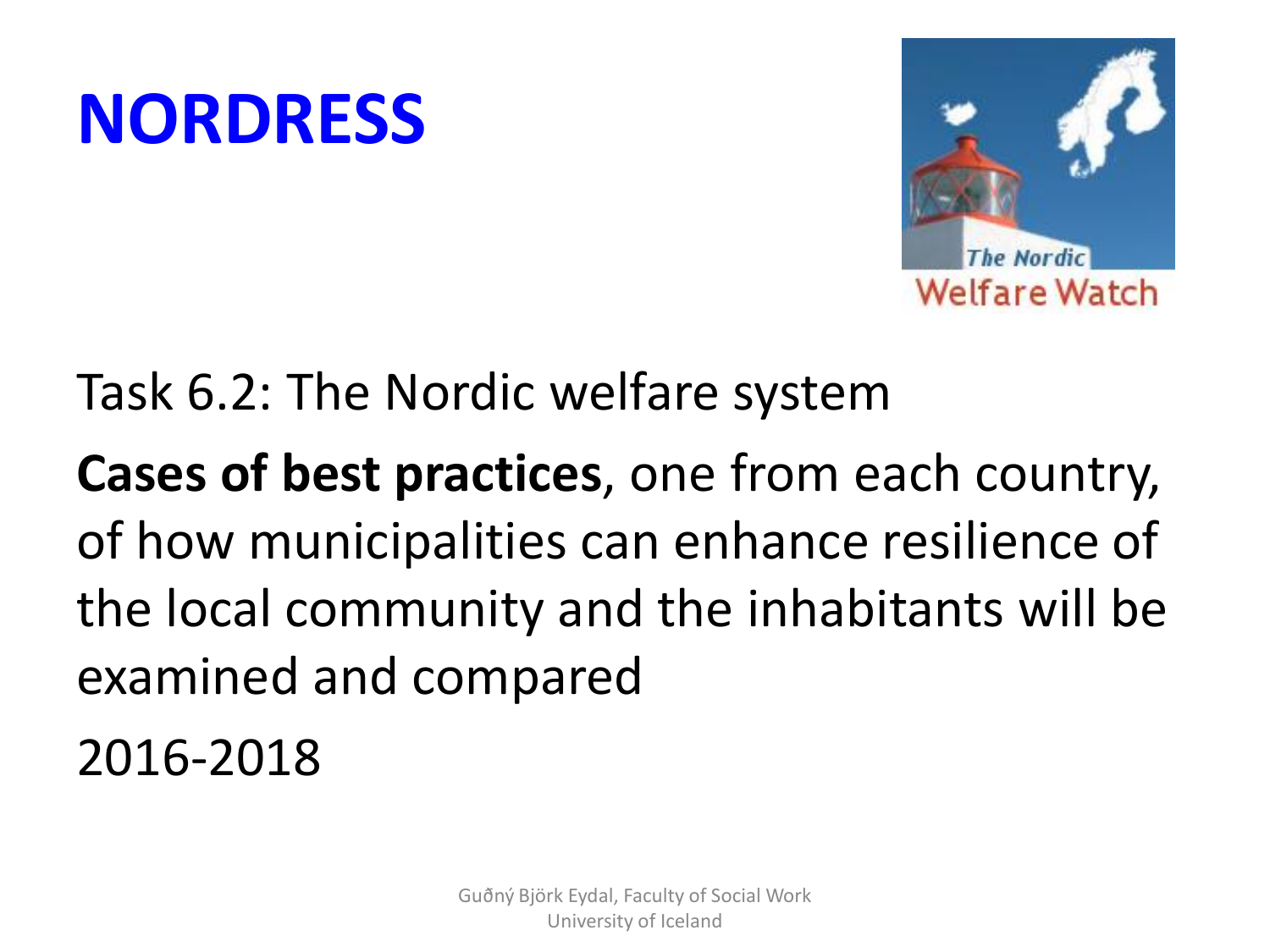# NORDRESS

Task 6.2: The Nordic welfare system

**Cases of best practices**, one from each country, of how municipalities can enhance resilience of the local community and the inhabitants will be examined and compared

2016-2018

Guðný Björk Eydal, Faculty of Social Work
University of Iceland